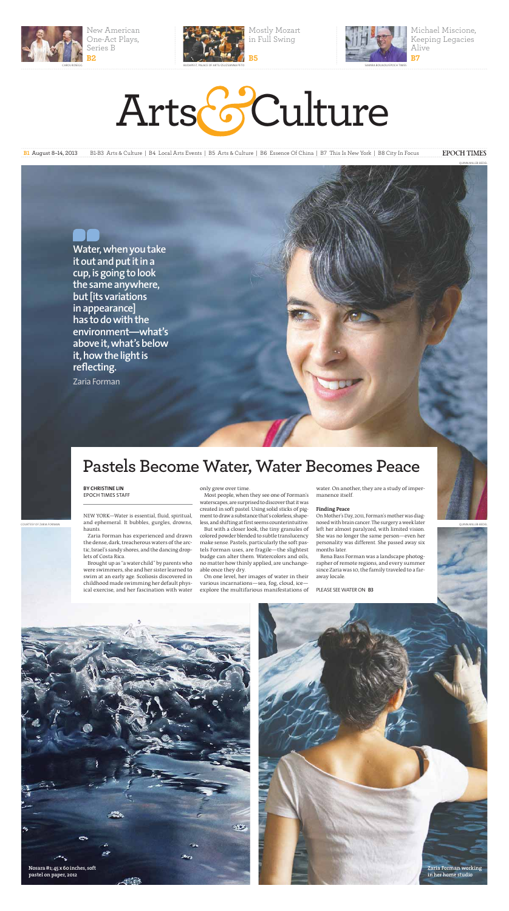New American One-Act Plays, Series B **B2**

Mostly Mozart in Full Swing **B5**

Michael Miscione, Keeping Legacies Alive **B7**

# Arts & Culture

**B1** August 8–14, 2013 B1-B3 Arts & Culture | B4 Local Arts Events | B5 Arts & Culture | B6 Essence Of China | B7 This Is New York | B8 City In Focus EPOCH TIMES

**Water, when you take it out and put it in a cup, is going to look the same anywhere, but [its variations in appearance] has to do with the environment—what's above it, what's below it, how the light is reflecting.**

Zaria Forman

## Pastels Become Water, Water Becomes Peace

**BY CHRISTINE LIN**
EPOCH TIMES STAFF

NEW YORK—Water is essential, fluid, spiritual, and ephemeral. It bubbles, gurgles, drowns, haunts.

Zaria Forman has experienced and drawn the dense, dark, treacherous waters of the arctic, Israel's sandy shores, and the dancing droplets of Costa Rica.

Brought up as "a water child" by parents who were swimmers, she and her sister learned to swim at an early age. Scoliosis discovered in childhood made swimming her default physical exercise, and her fascination with water only grew over time.

Most people, when they see one of Forman's waterscapes, are surprised to discover that it was created in soft pastel. Using solid sticks of pigment to draw a substance that's colorless, shapeless, and shifting at first seems counterintuitive.

But with a closer look, the tiny granules of colored powder blended to subtle translucency make sense. Pastels, particularly the soft pastels Forman uses, are fragile—the slightest budge can alter them. Watercolors and oils, no matter how thinly applied, are unchangeable once they dry.

On one level, her images of water in their various incarnations—sea, fog, cloud, ice—explore the multifarious manifestations of water. On another, they are a study of impermanence itself.

**Finding Peace**

On Mother's Day, 2011, Forman's mother was diagnosed with brain cancer. The surgery a week later left her almost paralyzed, with limited vision. She was no longer the same person—even her personality was different. She passed away six months later.

Rena Bass Forman was a landscape photographer of remote regions, and every summer since Zaria was 10, the family traveled to a faraway locale.

PLEASE SEE WATER ON **B3**

**Nosara #1; 45 x 60 inches, soft pastel on paper, 2012**

**Zaria Forman working in her home studio**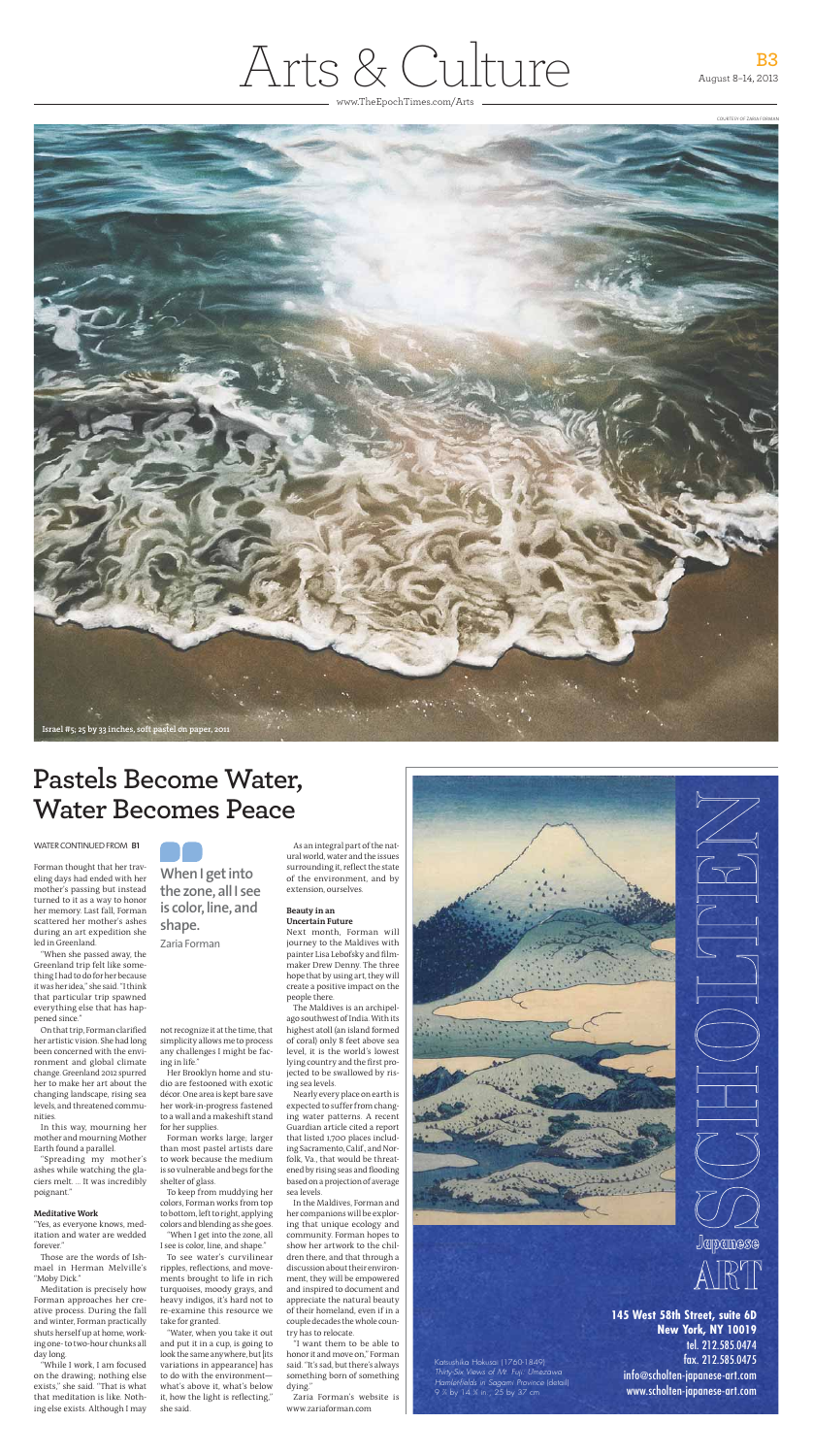Israel #5; 25 by 33 inches, soft pastel on paper, 2011

# Pastels Become Water, Water Becomes Peace

WATER CONTINUED FROM **B1**

Forman thought that her traveling days had ended with her mother's passing but instead turned to it as a way to honor her memory. Last fall, Forman scattered her mother's ashes during an art expedition she led in Greenland.

"When she passed away, the Greenland trip felt like something I had to do for her because it was her idea," she said. "I think that particular trip spawned everything else that has happened since."

On that trip, Forman clarified her artistic vision. She had long been concerned with the environment and global climate change. Greenland 2012 spurred her to make her art about the changing landscape, rising sea levels, and threatened communities.

In this way, mourning her mother and mourning Mother Earth found a parallel.

"Spreading my mother's ashes while watching the glaciers melt. ... It was incredibly poignant."

### Meditative Work

"Yes, as everyone knows, meditation and water are wedded forever."

Those are the words of Ishmael in Herman Melville's "Moby Dick."

Meditation is precisely how Forman approaches her creative process. During the fall and winter, Forman practically shuts herself up at home, working one- to two-hour chunks all day long.

"While I work, I am focused on the drawing; nothing else exists," she said. "That is what that meditation is like. Nothing else exists. Although I may not recognize it at the time, that simplicity allows me to process any challenges I might be facing in life."

> **When I get into the zone, all I see is color, line, and shape.**
>
> Zaria Forman

Her Brooklyn home and studio are festooned with exotic décor. One area is kept bare save her work-in-progress fastened to a wall and a makeshift stand for her supplies.

Forman works large; larger than most pastel artists dare to work because the medium is so vulnerable and begs for the shelter of glass.

To keep from muddying her colors, Forman works from top to bottom, left to right, applying colors and blending as she goes.

"When I get into the zone, all I see is color, line, and shape."

To see water's curvilinear ripples, reflections, and movements brought to life in rich turquoises, moody grays, and heavy indigos, it's hard not to re-examine this resource we take for granted.

"Water, when you take it out and put it in a cup, is going to look the same anywhere, but [its variations in appearance] has to do with the environment—what's above it, what's below it, how the light is reflecting," she said.

As an integral part of the natural world, water and the issues surrounding it, reflect the state of the environment, and by extension, ourselves.

### Beauty in an Uncertain Future

Next month, Forman will journey to the Maldives with painter Lisa Lebofsky and filmmaker Drew Denny. The three hope that by using art, they will create a positive impact on the people there.

The Maldives is an archipelago southwest of India. With its highest atoll (an island formed of coral) only 8 feet above sea level, it is the world's lowest lying country and the first projected to be swallowed by rising sea levels.

Nearly every place on earth is expected to suffer from changing water patterns. A recent Guardian article cited a report that listed 1,700 places including Sacramento, Calif., and Norfolk, Va., that would be threatened by rising seas and flooding based on a projection of average sea levels.

In the Maldives, Forman and her companions will be exploring that unique ecology and community. Forman hopes to show her artwork to the children there, and that through a discussion about their environment, they will be empowered and inspired to document and appreciate the natural beauty of their homeland, even if in a couple decades the whole country has to relocate.

"I want them to be able to honor it and move on," Forman said. "It's sad, but there's always something born of something dying."

Zaria Forman's website is www.zariaforman.com

---

Katsushika Hokusai (1760-1849)
*Thirty-Six Views of Mt. Fuji: Umezawa Hamlet/fields in Sagami Province* (detail)
9 ¾ by 14 ¾ in.; 25 by 37 cm

SCHOLTEN Japanese ART

**145 West 58th Street, suite 6D**
**New York, NY 10019**
**tel. 212.585.0474**
**fax. 212.585.0475**
**info@scholten-japanese-art.com**
**www.scholten-japanese-art.com**